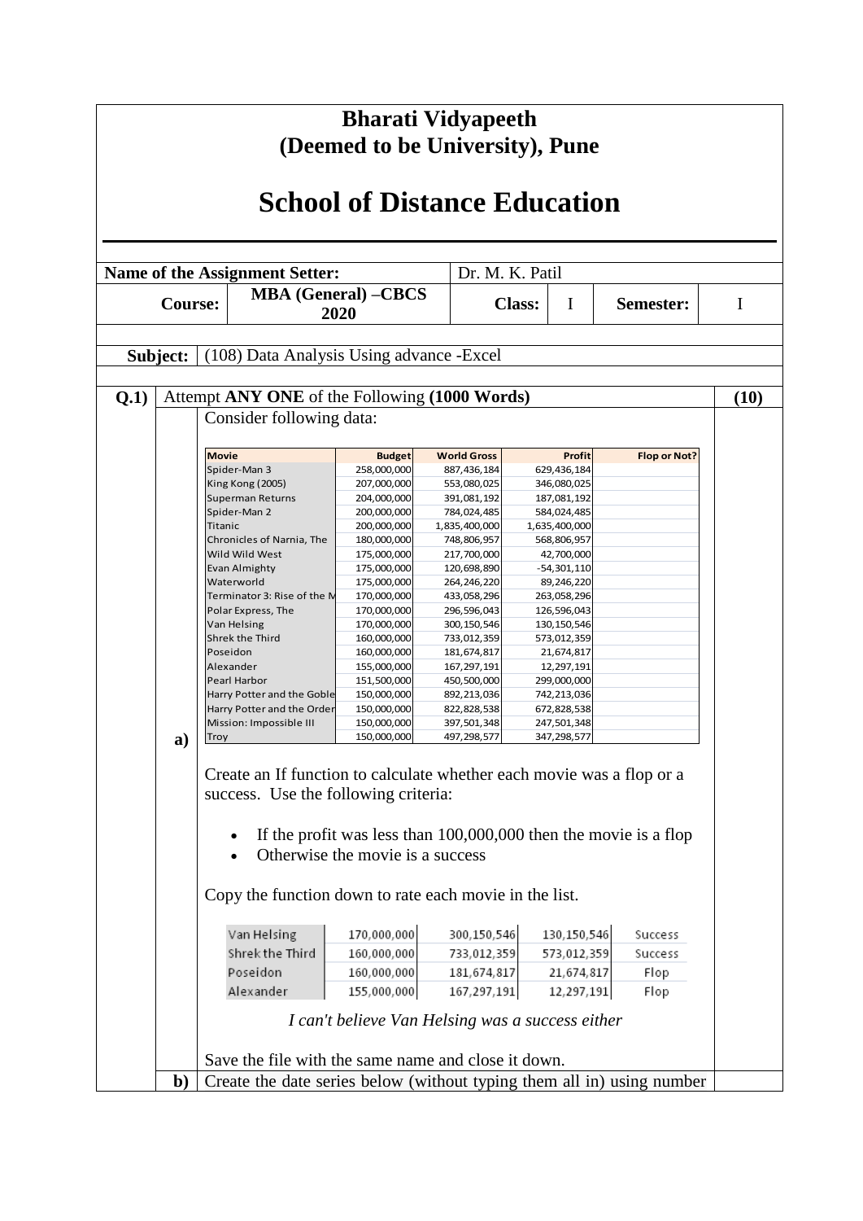# Bharati Vidyapeeth
# (Deemed to be University), Pune

# School of Distance Education

| | | | | | |
|---|---|---|---|---|---|
| **Name of the Assignment Setter:** | | Dr. M. K. Patil | | | |
| **Course:** | **MBA (General) –CBCS 2020** | **Class:** | I | **Semester:** | I |

**Subject:** (108) Data Analysis Using advance -Excel

**Q.1)** Attempt **ANY ONE** of the Following **(1000 Words)** **(10)**

**a)** Consider following data:

| Movie | Budget | World Gross | Profit | Flop or Not? |
|---|---|---|---|---|
| Spider-Man 3 | 258,000,000 | 887,436,184 | 629,436,184 | |
| King Kong (2005) | 207,000,000 | 553,080,025 | 346,080,025 | |
| Superman Returns | 204,000,000 | 391,081,192 | 187,081,192 | |
| Spider-Man 2 | 200,000,000 | 784,024,485 | 584,024,485 | |
| Titanic | 200,000,000 | 1,835,400,000 | 1,635,400,000 | |
| Chronicles of Narnia, The | 180,000,000 | 748,806,957 | 568,806,957 | |
| Wild Wild West | 175,000,000 | 217,700,000 | 42,700,000 | |
| Evan Almighty | 175,000,000 | 120,698,890 | -54,301,110 | |
| Waterworld | 175,000,000 | 264,246,220 | 89,246,220 | |
| Terminator 3: Rise of the M | 170,000,000 | 433,058,296 | 263,058,296 | |
| Polar Express, The | 170,000,000 | 296,596,043 | 126,596,043 | |
| Van Helsing | 170,000,000 | 300,150,546 | 130,150,546 | |
| Shrek the Third | 160,000,000 | 733,012,359 | 573,012,359 | |
| Poseidon | 160,000,000 | 181,674,817 | 21,674,817 | |
| Alexander | 155,000,000 | 167,297,191 | 12,297,191 | |
| Pearl Harbor | 151,500,000 | 450,500,000 | 299,000,000 | |
| Harry Potter and the Goble | 150,000,000 | 892,213,036 | 742,213,036 | |
| Harry Potter and the Order | 150,000,000 | 822,828,538 | 672,828,538 | |
| Mission: Impossible III | 150,000,000 | 397,501,348 | 247,501,348 | |
| Troy | 150,000,000 | 497,298,577 | 347,298,577 | |

Create an If function to calculate whether each movie was a flop or a success. Use the following criteria:

- If the profit was less than 100,000,000 then the movie is a flop
- Otherwise the movie is a success

Copy the function down to rate each movie in the list.

| | | | | |
|---|---|---|---|---|
| Van Helsing | 170,000,000 | 300,150,546 | 130,150,546 | Success |
| Shrek the Third | 160,000,000 | 733,012,359 | 573,012,359 | Success |
| Poseidon | 160,000,000 | 181,674,817 | 21,674,817 | Flop |
| Alexander | 155,000,000 | 167,297,191 | 12,297,191 | Flop |

*I can't believe Van Helsing was a success either*

Save the file with the same name and close it down.

**b)** Create the date series below (without typing them all in) using number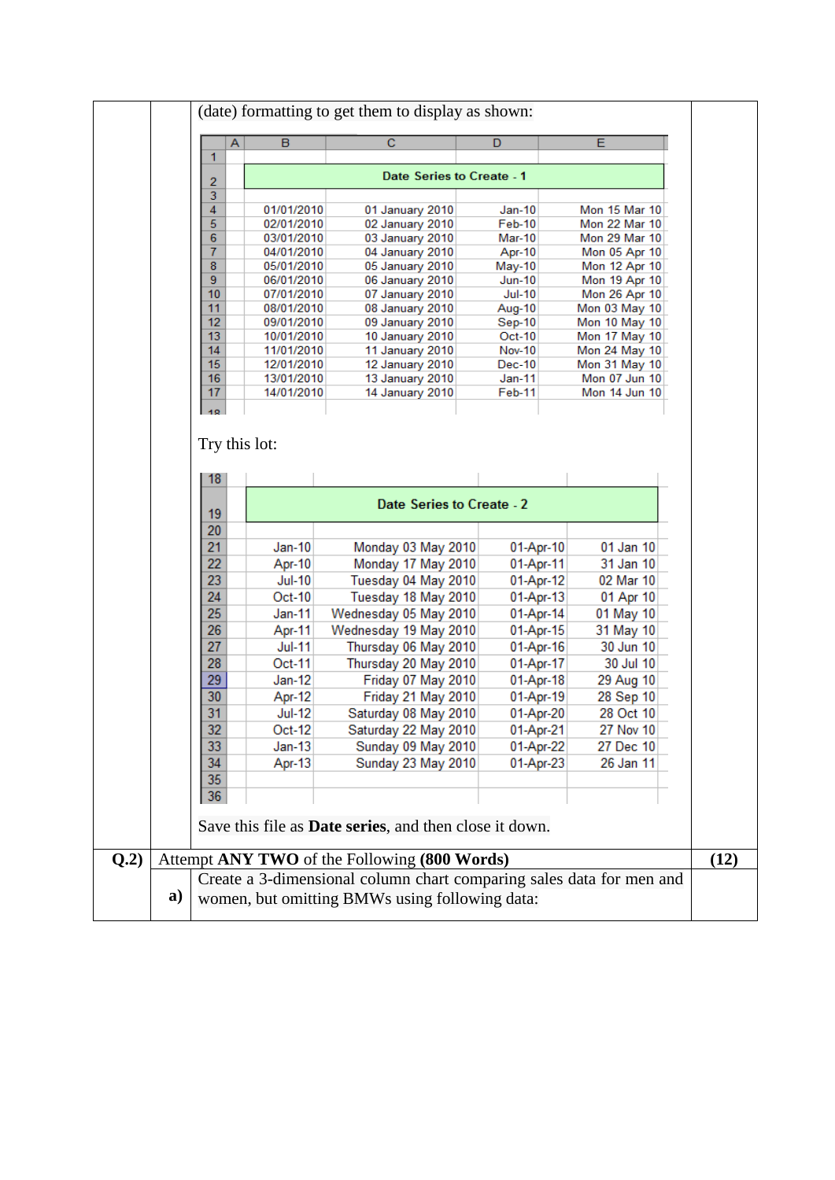(date) formatting to get them to display as shown:

| | A | B | C | D | E |
|---|---|---|---|---|---|
| 1 | | | | | |
| 2 | | Date Series to Create - 1 | | | |
| 3 | | | | | |
| 4 | | 01/01/2010 | 01 January 2010 | Jan-10 | Mon 15 Mar 10 |
| 5 | | 02/01/2010 | 02 January 2010 | Feb-10 | Mon 22 Mar 10 |
| 6 | | 03/01/2010 | 03 January 2010 | Mar-10 | Mon 29 Mar 10 |
| 7 | | 04/01/2010 | 04 January 2010 | Apr-10 | Mon 05 Apr 10 |
| 8 | | 05/01/2010 | 05 January 2010 | May-10 | Mon 12 Apr 10 |
| 9 | | 06/01/2010 | 06 January 2010 | Jun-10 | Mon 19 Apr 10 |
| 10 | | 07/01/2010 | 07 January 2010 | Jul-10 | Mon 26 Apr 10 |
| 11 | | 08/01/2010 | 08 January 2010 | Aug-10 | Mon 03 May 10 |
| 12 | | 09/01/2010 | 09 January 2010 | Sep-10 | Mon 10 May 10 |
| 13 | | 10/01/2010 | 10 January 2010 | Oct-10 | Mon 17 May 10 |
| 14 | | 11/01/2010 | 11 January 2010 | Nov-10 | Mon 24 May 10 |
| 15 | | 12/01/2010 | 12 January 2010 | Dec-10 | Mon 31 May 10 |
| 16 | | 13/01/2010 | 13 January 2010 | Jan-11 | Mon 07 Jun 10 |
| 17 | | 14/01/2010 | 14 January 2010 | Feb-11 | Mon 14 Jun 10 |

Try this lot:

| | | | | |
|---|---|---|---|---|
| 18 | | | | |
| 19 | Date Series to Create - 2 | | | |
| 20 | | | | |
| 21 | Jan-10 | Monday 03 May 2010 | 01-Apr-10 | 01 Jan 10 |
| 22 | Apr-10 | Monday 17 May 2010 | 01-Apr-11 | 31 Jan 10 |
| 23 | Jul-10 | Tuesday 04 May 2010 | 01-Apr-12 | 02 Mar 10 |
| 24 | Oct-10 | Tuesday 18 May 2010 | 01-Apr-13 | 01 Apr 10 |
| 25 | Jan-11 | Wednesday 05 May 2010 | 01-Apr-14 | 01 May 10 |
| 26 | Apr-11 | Wednesday 19 May 2010 | 01-Apr-15 | 31 May 10 |
| 27 | Jul-11 | Thursday 06 May 2010 | 01-Apr-16 | 30 Jun 10 |
| 28 | Oct-11 | Thursday 20 May 2010 | 01-Apr-17 | 30 Jul 10 |
| 29 | Jan-12 | Friday 07 May 2010 | 01-Apr-18 | 29 Aug 10 |
| 30 | Apr-12 | Friday 21 May 2010 | 01-Apr-19 | 28 Sep 10 |
| 31 | Jul-12 | Saturday 08 May 2010 | 01-Apr-20 | 28 Oct 10 |
| 32 | Oct-12 | Saturday 22 May 2010 | 01-Apr-21 | 27 Nov 10 |
| 33 | Jan-13 | Sunday 09 May 2010 | 01-Apr-22 | 27 Dec 10 |
| 34 | Apr-13 | Sunday 23 May 2010 | 01-Apr-23 | 26 Jan 11 |
| 35 | | | | |
| 36 | | | | |

Save this file as **Date series**, and then close it down.

**Q.2)** Attempt **ANY TWO** of the Following **(800 Words)** **(12)**

**a)** Create a 3-dimensional column chart comparing sales data for men and women, but omitting BMWs using following data: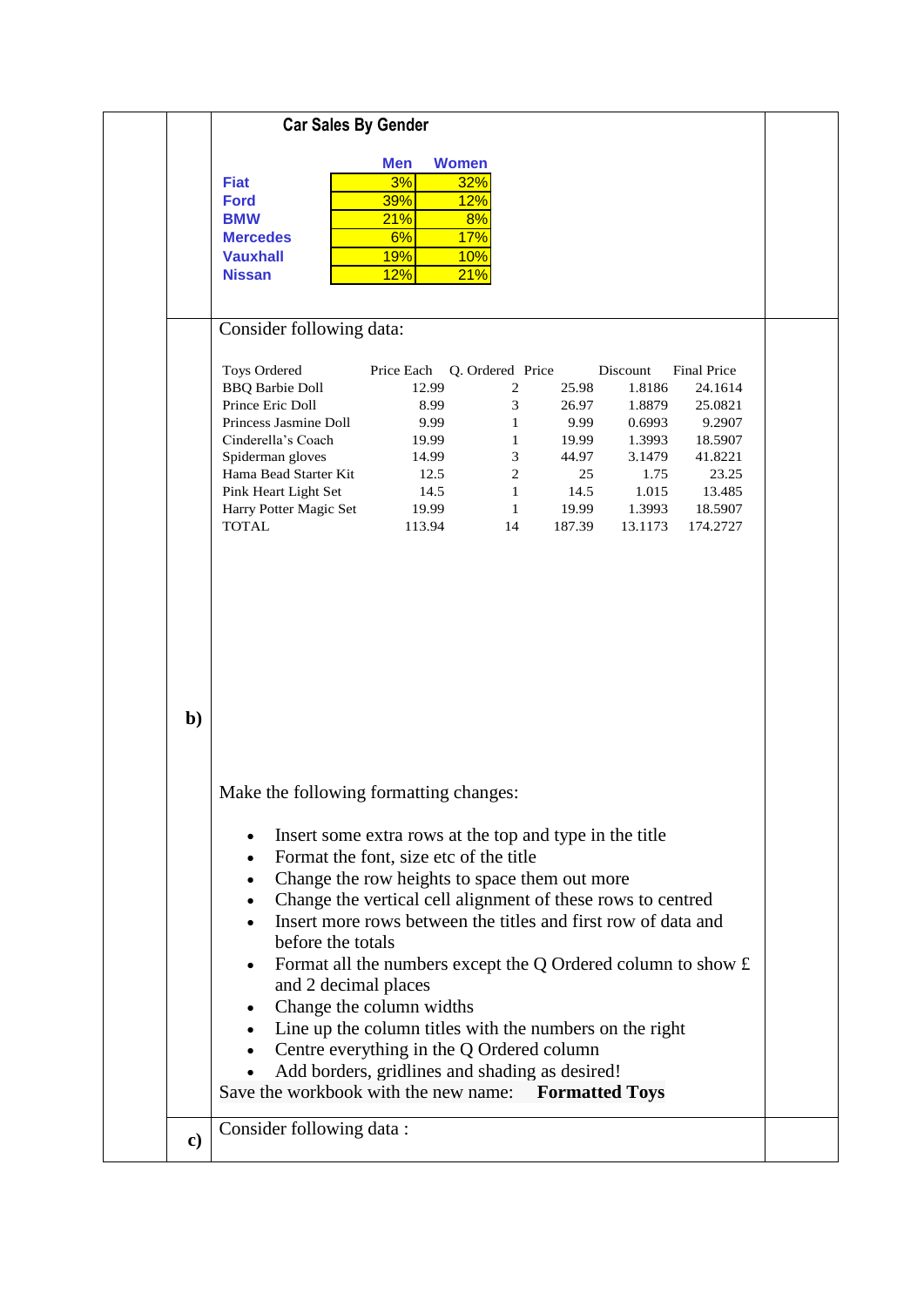**Car Sales By Gender**

| | Men | Women |
|---|---|---|
| **Fiat** | 3% | 32% |
| **Ford** | 39% | 12% |
| **BMW** | 21% | 8% |
| **Mercedes** | 6% | 17% |
| **Vauxhall** | 19% | 10% |
| **Nissan** | 12% | 21% |

**b)**

Consider following data:

| Toys Ordered | Price Each | Q. Ordered | Price | Discount | Final Price |
|---|---|---|---|---|---|
| BBQ Barbie Doll | 12.99 | 2 | 25.98 | 1.8186 | 24.1614 |
| Prince Eric Doll | 8.99 | 3 | 26.97 | 1.8879 | 25.0821 |
| Princess Jasmine Doll | 9.99 | 1 | 9.99 | 0.6993 | 9.2907 |
| Cinderella's Coach | 19.99 | 1 | 19.99 | 1.3993 | 18.5907 |
| Spiderman gloves | 14.99 | 3 | 44.97 | 3.1479 | 41.8221 |
| Hama Bead Starter Kit | 12.5 | 2 | 25 | 1.75 | 23.25 |
| Pink Heart Light Set | 14.5 | 1 | 14.5 | 1.015 | 13.485 |
| Harry Potter Magic Set | 19.99 | 1 | 19.99 | 1.3993 | 18.5907 |
| TOTAL | 113.94 | 14 | 187.39 | 13.1173 | 174.2727 |

Make the following formatting changes:

- Insert some extra rows at the top and type in the title
- Format the font, size etc of the title
- Change the row heights to space them out more
- Change the vertical cell alignment of these rows to centred
- Insert more rows between the titles and first row of data and before the totals
- Format all the numbers except the Q Ordered column to show £ and 2 decimal places
- Change the column widths
- Line up the column titles with the numbers on the right
- Centre everything in the Q Ordered column
- Add borders, gridlines and shading as desired!

Save the workbook with the new name: **Formatted Toys**

**c)** Consider following data :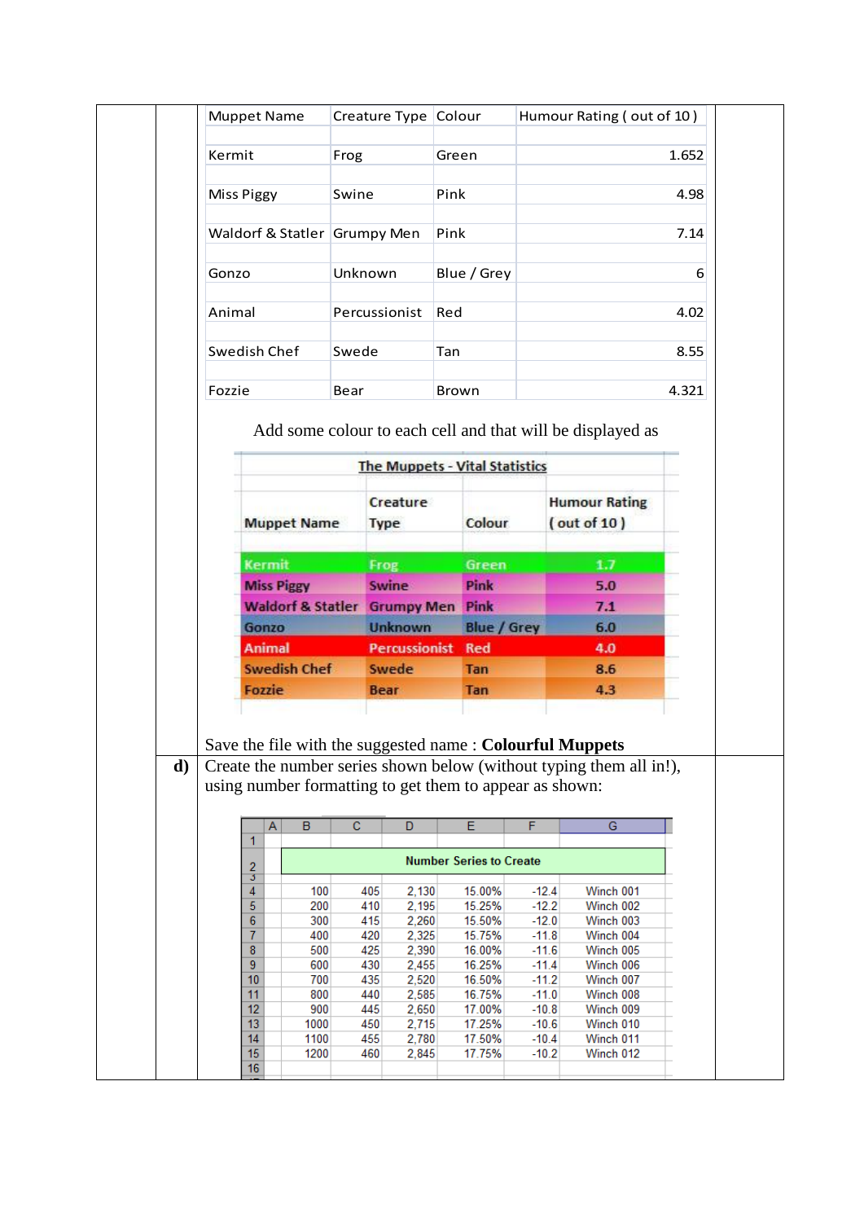| Muppet Name | Creature Type | Colour | Humour Rating ( out of 10 ) |
|---|---|---|---|
| Kermit | Frog | Green | 1.652 |
| Miss Piggy | Swine | Pink | 4.98 |
| Waldorf & Statler | Grumpy Men | Pink | 7.14 |
| Gonzo | Unknown | Blue / Grey | 6 |
| Animal | Percussionist | Red | 4.02 |
| Swedish Chef | Swede | Tan | 8.55 |
| Fozzie | Bear | Brown | 4.321 |

Add some colour to each cell and that will be displayed as

**The Muppets - Vital Statistics**

| Muppet Name | Creature Type | Colour | Humour Rating ( out of 10 ) |
|---|---|---|---|
| Kermit | Frog | Green | 1.7 |
| Miss Piggy | Swine | Pink | 5.0 |
| Waldorf & Statler | Grumpy Men | Pink | 7.1 |
| Gonzo | Unknown | Blue / Grey | 6.0 |
| Animal | Percussionist | Red | 4.0 |
| Swedish Chef | Swede | Tan | 8.6 |
| Fozzie | Bear | Tan | 4.3 |

Save the file with the suggested name : **Colourful Muppets**

**d)** Create the number series shown below (without typing them all in!), using number formatting to get them to appear as shown:

**Number Series to Create**

| B | C | D | E | F | G |
|---|---|---|---|---|---|
| 100 | 405 | 2,130 | 15.00% | -12.4 | Winch 001 |
| 200 | 410 | 2,195 | 15.25% | -12.2 | Winch 002 |
| 300 | 415 | 2,260 | 15.50% | -12.0 | Winch 003 |
| 400 | 420 | 2,325 | 15.75% | -11.8 | Winch 004 |
| 500 | 425 | 2,390 | 16.00% | -11.6 | Winch 005 |
| 600 | 430 | 2,455 | 16.25% | -11.4 | Winch 006 |
| 700 | 435 | 2,520 | 16.50% | -11.2 | Winch 007 |
| 800 | 440 | 2,585 | 16.75% | -11.0 | Winch 008 |
| 900 | 445 | 2,650 | 17.00% | -10.8 | Winch 009 |
| 1000 | 450 | 2,715 | 17.25% | -10.6 | Winch 010 |
| 1100 | 455 | 2,780 | 17.50% | -10.4 | Winch 011 |
| 1200 | 460 | 2,845 | 17.75% | -10.2 | Winch 012 |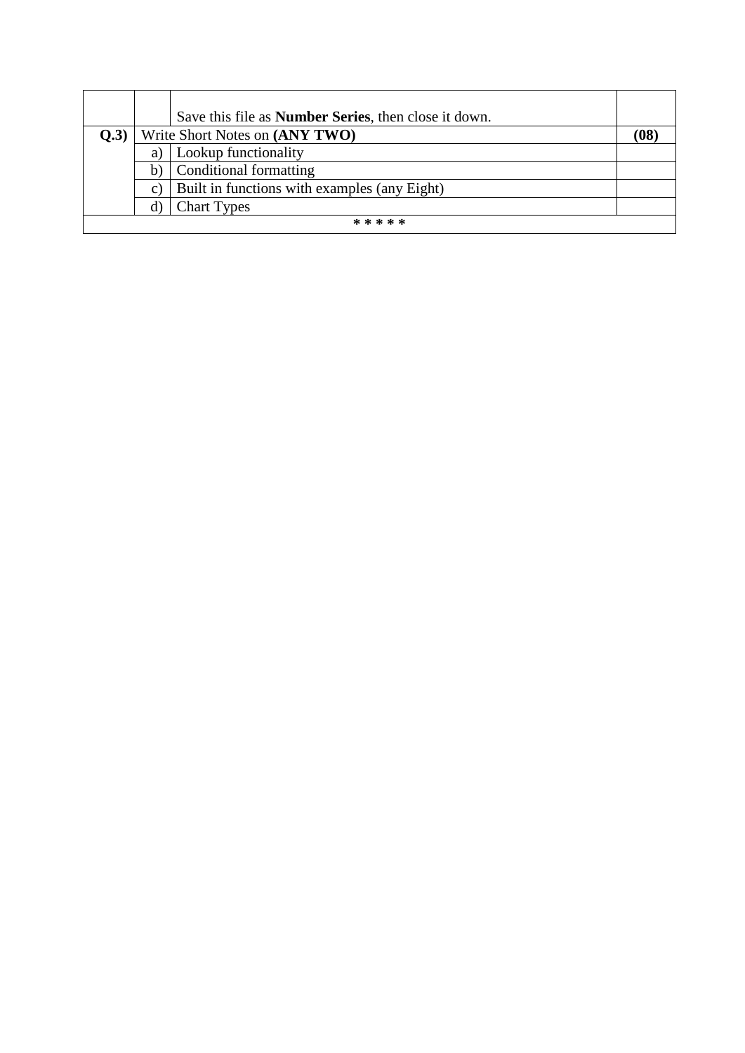| | | | |
|---|---|---|---|
| | | Save this file as **Number Series**, then close it down. | |
| **Q.3)** | Write Short Notes on **(ANY TWO)** | | **(08)** |
| | a) | Lookup functionality | |
| | b) | Conditional formatting | |
| | c) | Built in functions with examples (any Eight) | |
| | d) | Chart Types | |

**\* \* \* \* \***